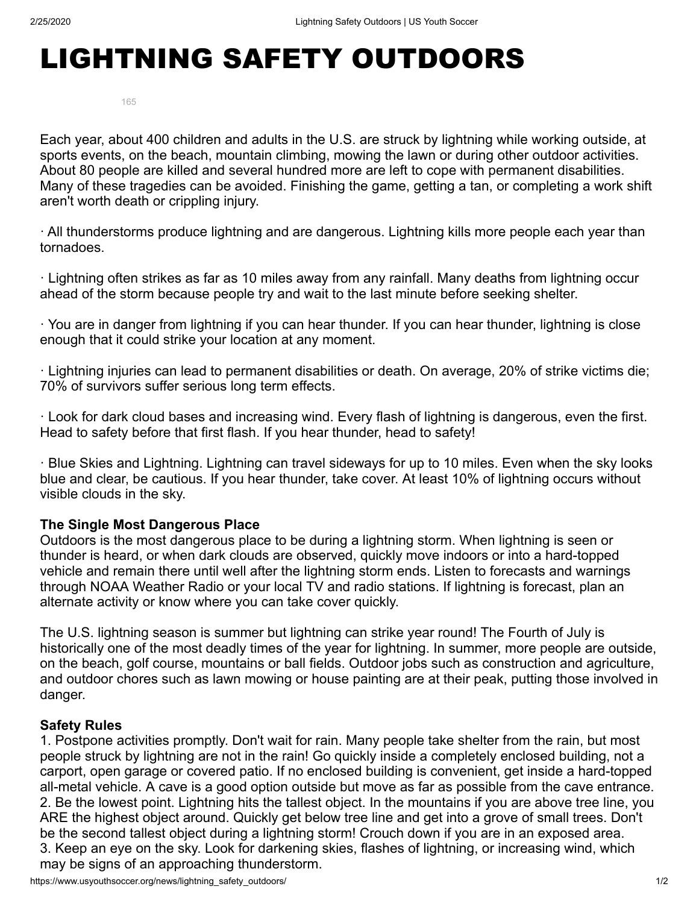# LIGHTNING SAFETY OUTDOORS

165

Each year, about 400 children and adults in the U.S. are struck by lightning while working outside, at sports events, on the beach, mountain climbing, mowing the lawn or during other outdoor activities. About 80 people are killed and several hundred more are left to cope with permanent disabilities. Many of these tragedies can be avoided. Finishing the game, getting a tan, or completing a work shift aren't worth death or crippling injury.

· All thunderstorms produce lightning and are dangerous. Lightning kills more people each year than tornadoes.

· Lightning often strikes as far as 10 miles away from any rainfall. Many deaths from lightning occur ahead of the storm because people try and wait to the last minute before seeking shelter.

· You are in danger from lightning if you can hear thunder. If you can hear thunder, lightning is close enough that it could strike your location at any moment.

· Lightning injuries can lead to permanent disabilities or death. On average, 20% of strike victims die; 70% of survivors suffer serious long term effects.

· Look for dark cloud bases and increasing wind. Every flash of lightning is dangerous, even the first. Head to safety before that first flash. If you hear thunder, head to safety!

· Blue Skies and Lightning. Lightning can travel sideways for up to 10 miles. Even when the sky looks blue and clear, be cautious. If you hear thunder, take cover. At least 10% of lightning occurs without visible clouds in the sky.

**The Single Most Dangerous Place**
Outdoors is the most dangerous place to be during a lightning storm. When lightning is seen or thunder is heard, or when dark clouds are observed, quickly move indoors or into a hard-topped vehicle and remain there until well after the lightning storm ends. Listen to forecasts and warnings through NOAA Weather Radio or your local TV and radio stations. If lightning is forecast, plan an alternate activity or know where you can take cover quickly.

The U.S. lightning season is summer but lightning can strike year round! The Fourth of July is historically one of the most deadly times of the year for lightning. In summer, more people are outside, on the beach, golf course, mountains or ball fields. Outdoor jobs such as construction and agriculture, and outdoor chores such as lawn mowing or house painting are at their peak, putting those involved in danger.

**Safety Rules**
1. Postpone activities promptly. Don't wait for rain. Many people take shelter from the rain, but most people struck by lightning are not in the rain! Go quickly inside a completely enclosed building, not a carport, open garage or covered patio. If no enclosed building is convenient, get inside a hard-topped all-metal vehicle. A cave is a good option outside but move as far as possible from the cave entrance.
2. Be the lowest point. Lightning hits the tallest object. In the mountains if you are above tree line, you ARE the highest object around. Quickly get below tree line and get into a grove of small trees. Don't be the second tallest object during a lightning storm! Crouch down if you are in an exposed area.
3. Keep an eye on the sky. Look for darkening skies, flashes of lightning, or increasing wind, which may be signs of an approaching thunderstorm.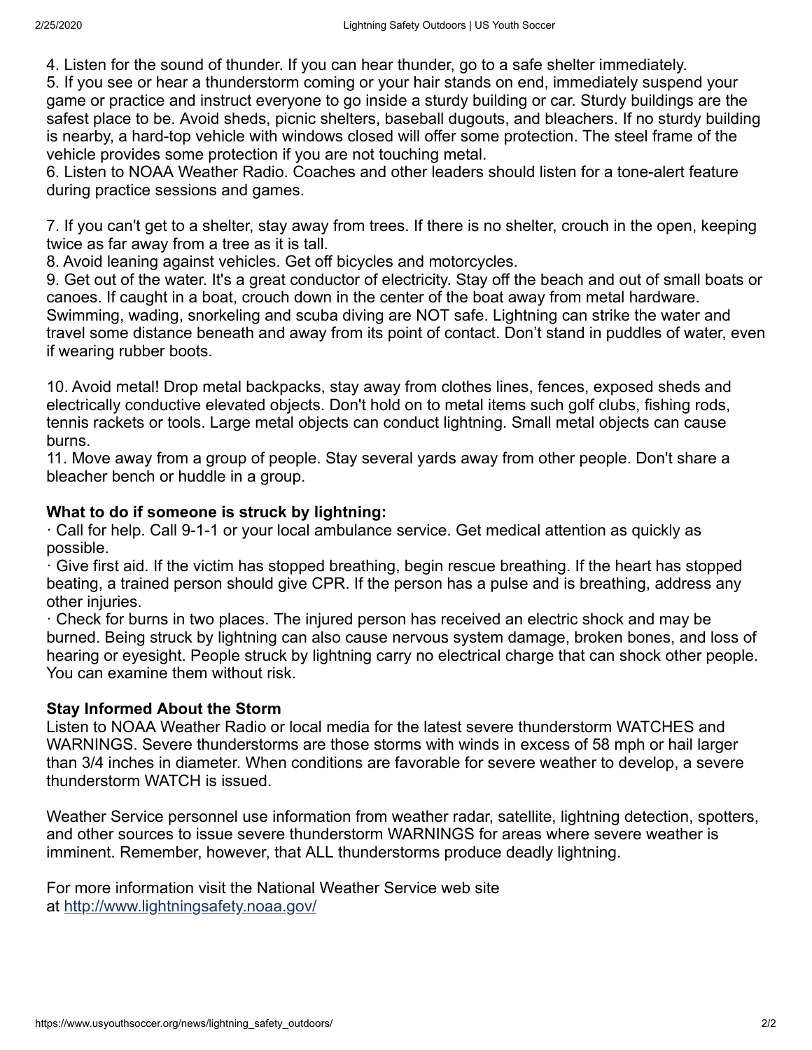4. Listen for the sound of thunder. If you can hear thunder, go to a safe shelter immediately.
5. If you see or hear a thunderstorm coming or your hair stands on end, immediately suspend your game or practice and instruct everyone to go inside a sturdy building or car. Sturdy buildings are the safest place to be. Avoid sheds, picnic shelters, baseball dugouts, and bleachers. If no sturdy building is nearby, a hard-top vehicle with windows closed will offer some protection. The steel frame of the vehicle provides some protection if you are not touching metal.
6. Listen to NOAA Weather Radio. Coaches and other leaders should listen for a tone-alert feature during practice sessions and games.

7. If you can't get to a shelter, stay away from trees. If there is no shelter, crouch in the open, keeping twice as far away from a tree as it is tall.
8. Avoid leaning against vehicles. Get off bicycles and motorcycles.
9. Get out of the water. It's a great conductor of electricity. Stay off the beach and out of small boats or canoes. If caught in a boat, crouch down in the center of the boat away from metal hardware. Swimming, wading, snorkeling and scuba diving are NOT safe. Lightning can strike the water and travel some distance beneath and away from its point of contact. Don't stand in puddles of water, even if wearing rubber boots.

10. Avoid metal! Drop metal backpacks, stay away from clothes lines, fences, exposed sheds and electrically conductive elevated objects. Don't hold on to metal items such golf clubs, fishing rods, tennis rackets or tools. Large metal objects can conduct lightning. Small metal objects can cause burns.
11. Move away from a group of people. Stay several yards away from other people. Don't share a bleacher bench or huddle in a group.

**What to do if someone is struck by lightning:**

· Call for help. Call 9-1-1 or your local ambulance service. Get medical attention as quickly as possible.
· Give first aid. If the victim has stopped breathing, begin rescue breathing. If the heart has stopped beating, a trained person should give CPR. If the person has a pulse and is breathing, address any other injuries.
· Check for burns in two places. The injured person has received an electric shock and may be burned. Being struck by lightning can also cause nervous system damage, broken bones, and loss of hearing or eyesight. People struck by lightning carry no electrical charge that can shock other people. You can examine them without risk.

**Stay Informed About the Storm**

Listen to NOAA Weather Radio or local media for the latest severe thunderstorm WATCHES and WARNINGS. Severe thunderstorms are those storms with winds in excess of 58 mph or hail larger than 3/4 inches in diameter. When conditions are favorable for severe weather to develop, a severe thunderstorm WATCH is issued.

Weather Service personnel use information from weather radar, satellite, lightning detection, spotters, and other sources to issue severe thunderstorm WARNINGS for areas where severe weather is imminent. Remember, however, that ALL thunderstorms produce deadly lightning.

For more information visit the National Weather Service web site at [http://www.lightningsafety.noaa.gov/](http://www.lightningsafety.noaa.gov/)